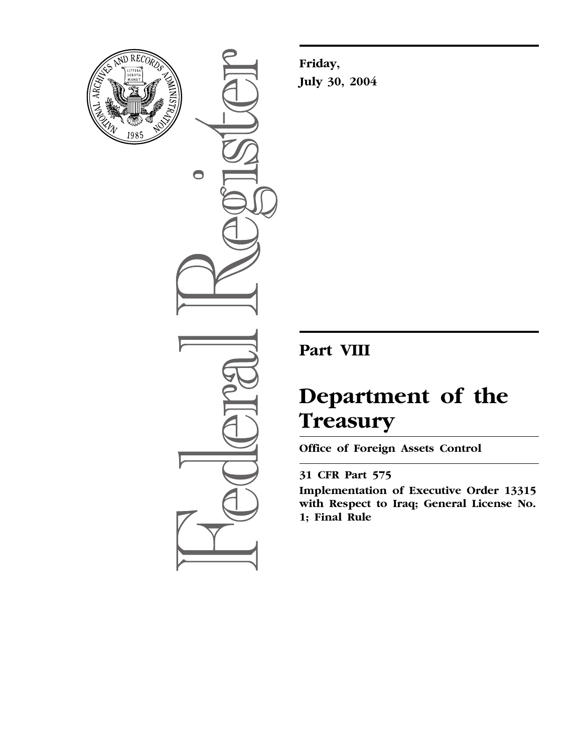**Friday,**

**July 30, 2004**

## Part VIII

# Department of the Treasury

**Office of Foreign Assets Control**

**31 CFR Part 575**

**Implementation of Executive Order 13315 with Respect to Iraq; General License No. 1; Final Rule**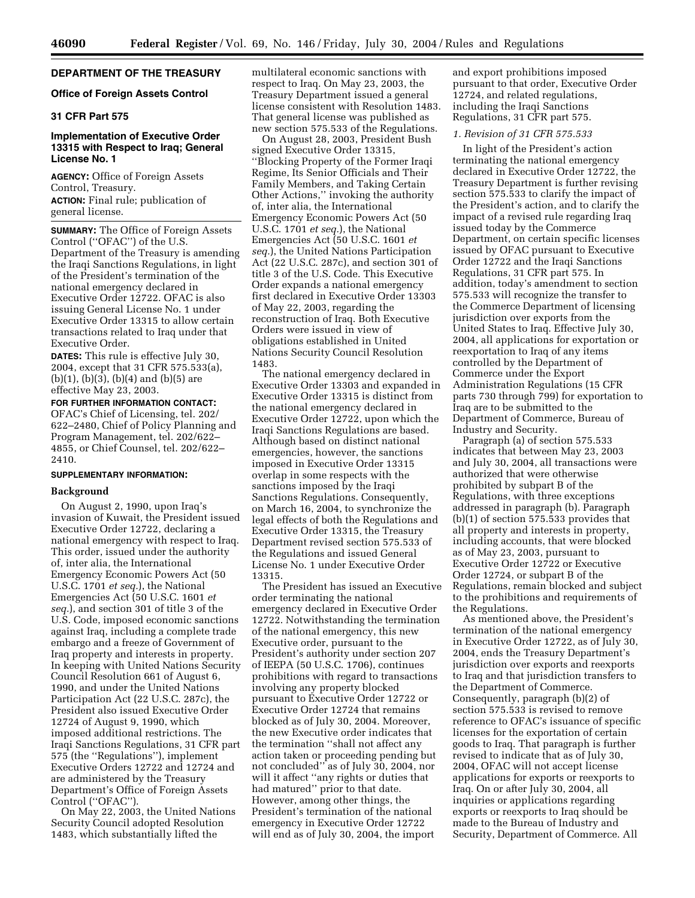## DEPARTMENT OF THE TREASURY

### Office of Foreign Assets Control

### 31 CFR Part 575

### Implementation of Executive Order 13315 with Respect to Iraq; General License No. 1

**AGENCY:** Office of Foreign Assets Control, Treasury.

**ACTION:** Final rule; publication of general license.

**SUMMARY:** The Office of Foreign Assets Control (''OFAC'') of the U.S. Department of the Treasury is amending the Iraqi Sanctions Regulations, in light of the President's termination of the national emergency declared in Executive Order 12722. OFAC is also issuing General License No. 1 under Executive Order 13315 to allow certain transactions related to Iraq under that Executive Order.

**DATES:** This rule is effective July 30, 2004, except that 31 CFR 575.533(a), (b)(1), (b)(3), (b)(4) and (b)(5) are effective May 23, 2003.

**FOR FURTHER INFORMATION CONTACT:** OFAC's Chief of Licensing, tel. 202/622–2480, Chief of Policy Planning and Program Management, tel. 202/622–4855, or Chief Counsel, tel. 202/622–2410.

**SUPPLEMENTARY INFORMATION:**

**Background**

On August 2, 1990, upon Iraq's invasion of Kuwait, the President issued Executive Order 12722, declaring a national emergency with respect to Iraq. This order, issued under the authority of, inter alia, the International Emergency Economic Powers Act (50 U.S.C. 1701 *et seq.*), the National Emergencies Act (50 U.S.C. 1601 *et seq.*), and section 301 of title 3 of the U.S. Code, imposed economic sanctions against Iraq, including a complete trade embargo and a freeze of Government of Iraq property and interests in property. In keeping with United Nations Security Council Resolution 661 of August 6, 1990, and under the United Nations Participation Act (22 U.S.C. 287c), the President also issued Executive Order 12724 of August 9, 1990, which imposed additional restrictions. The Iraqi Sanctions Regulations, 31 CFR part 575 (the ''Regulations''), implement Executive Orders 12722 and 12724 and are administered by the Treasury Department's Office of Foreign Assets Control (''OFAC'').

On May 22, 2003, the United Nations Security Council adopted Resolution 1483, which substantially lifted the multilateral economic sanctions with respect to Iraq. On May 23, 2003, the Treasury Department issued a general license consistent with Resolution 1483. That general license was published as new section 575.533 of the Regulations.

On August 28, 2003, President Bush signed Executive Order 13315, ''Blocking Property of the Former Iraqi Regime, Its Senior Officials and Their Family Members, and Taking Certain Other Actions,'' invoking the authority of, inter alia, the International Emergency Economic Powers Act (50 U.S.C. 1701 *et seq.*), the National Emergencies Act (50 U.S.C. 1601 *et seq.*), the United Nations Participation Act (22 U.S.C. 287c), and section 301 of title 3 of the U.S. Code. This Executive Order expands a national emergency first declared in Executive Order 13303 of May 22, 2003, regarding the reconstruction of Iraq. Both Executive Orders were issued in view of obligations established in United Nations Security Council Resolution 1483.

The national emergency declared in Executive Order 13303 and expanded in Executive Order 13315 is distinct from the national emergency declared in Executive Order 12722, upon which the Iraqi Sanctions Regulations are based. Although based on distinct national emergencies, however, the sanctions imposed in Executive Order 13315 overlap in some respects with the sanctions imposed by the Iraqi Sanctions Regulations. Consequently, on March 16, 2004, to synchronize the legal effects of both the Regulations and Executive Order 13315, the Treasury Department revised section 575.533 of the Regulations and issued General License No. 1 under Executive Order 13315.

The President has issued an Executive order terminating the national emergency declared in Executive Order 12722. Notwithstanding the termination of the national emergency, this new Executive order, pursuant to the President's authority under section 207 of IEEPA (50 U.S.C. 1706), continues prohibitions with regard to transactions involving any property blocked pursuant to Executive Order 12722 or Executive Order 12724 that remains blocked as of July 30, 2004. Moreover, the new Executive order indicates that the termination ''shall not affect any action taken or proceeding pending but not concluded'' as of July 30, 2004, nor will it affect ''any rights or duties that had matured'' prior to that date. However, among other things, the President's termination of the national emergency in Executive Order 12722 will end as of July 30, 2004, the import and export prohibitions imposed pursuant to that order, Executive Order 12724, and related regulations, including the Iraqi Sanctions Regulations, 31 CFR part 575.

*1. Revision of 31 CFR 575.533*

In light of the President's action terminating the national emergency declared in Executive Order 12722, the Treasury Department is further revising section 575.533 to clarify the impact of the President's action, and to clarify the impact of a revised rule regarding Iraq issued today by the Commerce Department, on certain specific licenses issued by OFAC pursuant to Executive Order 12722 and the Iraqi Sanctions Regulations, 31 CFR part 575. In addition, today's amendment to section 575.533 will recognize the transfer to the Commerce Department of licensing jurisdiction over exports from the United States to Iraq. Effective July 30, 2004, all applications for exportation or reexportation to Iraq of any items controlled by the Department of Commerce under the Export Administration Regulations (15 CFR parts 730 through 799) for exportation to Iraq are to be submitted to the Department of Commerce, Bureau of Industry and Security.

Paragraph (a) of section 575.533 indicates that between May 23, 2003 and July 30, 2004, all transactions were authorized that were otherwise prohibited by subpart B of the Regulations, with three exceptions addressed in paragraph (b). Paragraph (b)(1) of section 575.533 provides that all property and interests in property, including accounts, that were blocked as of May 23, 2003, pursuant to Executive Order 12722 or Executive Order 12724, or subpart B of the Regulations, remain blocked and subject to the prohibitions and requirements of the Regulations.

As mentioned above, the President's termination of the national emergency in Executive Order 12722, as of July 30, 2004, ends the Treasury Department's jurisdiction over exports and reexports to Iraq and that jurisdiction transfers to the Department of Commerce. Consequently, paragraph (b)(2) of section 575.533 is revised to remove reference to OFAC's issuance of specific licenses for the exportation of certain goods to Iraq. That paragraph is further revised to indicate that as of July 30, 2004, OFAC will not accept license applications for exports or reexports to Iraq. On or after July 30, 2004, all inquiries or applications regarding exports or reexports to Iraq should be made to the Bureau of Industry and Security, Department of Commerce. All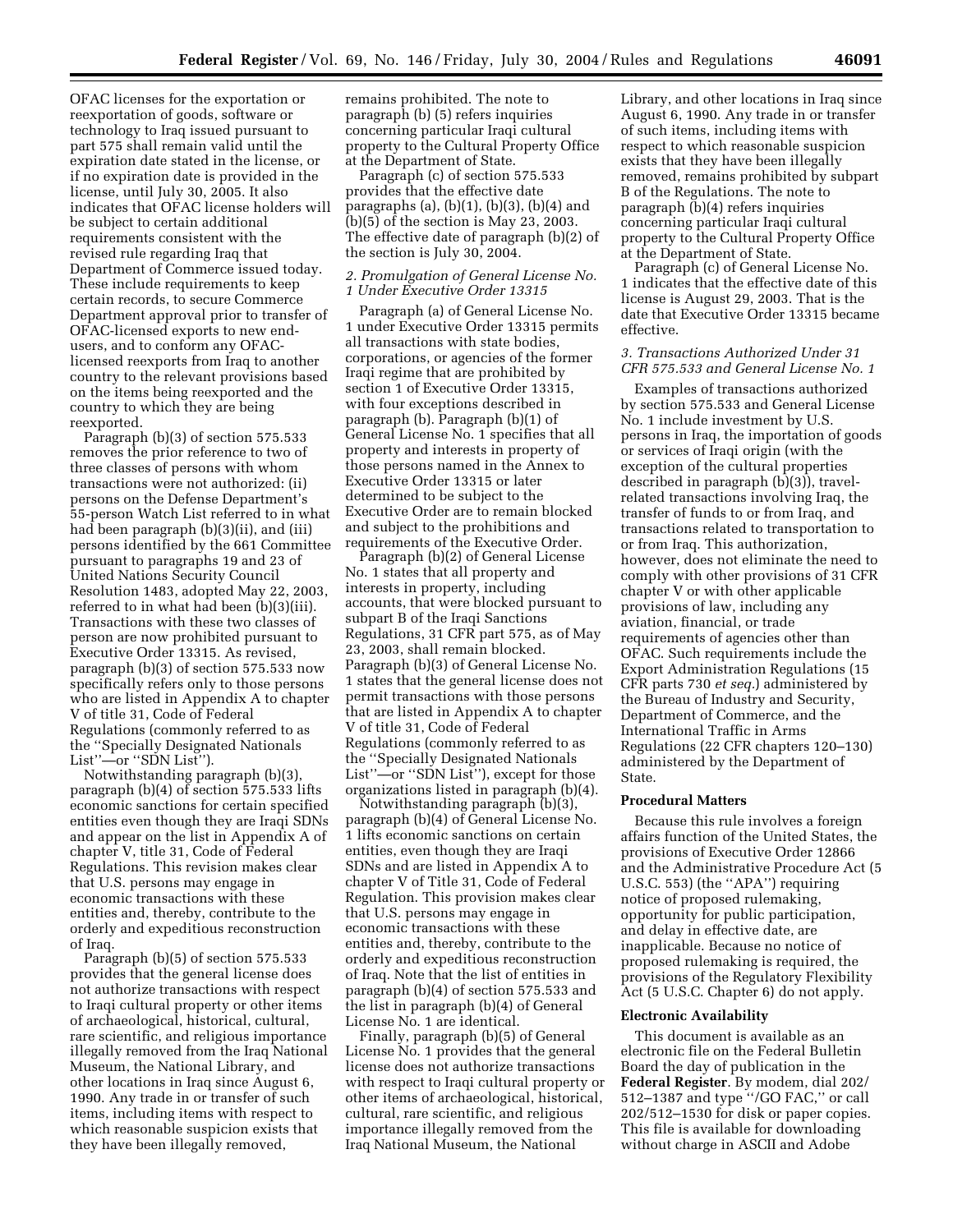OFAC licenses for the exportation or reexportation of goods, software or technology to Iraq issued pursuant to part 575 shall remain valid until the expiration date stated in the license, or if no expiration date is provided in the license, until July 30, 2005. It also indicates that OFAC license holders will be subject to certain additional requirements consistent with the revised rule regarding Iraq that Department of Commerce issued today. These include requirements to keep certain records, to secure Commerce Department approval prior to transfer of OFAC-licensed exports to new end-users, and to conform any OFAC-licensed reexports from Iraq to another country to the relevant provisions based on the items being reexported and the country to which they are being reexported.

Paragraph (b)(3) of section 575.533 removes the prior reference to two of three classes of persons with whom transactions were not authorized: (ii) persons on the Defense Department's 55-person Watch List referred to in what had been paragraph (b)(3)(ii), and (iii) persons identified by the 661 Committee pursuant to paragraphs 19 and 23 of United Nations Security Council Resolution 1483, adopted May 22, 2003, referred to in what had been (b)(3)(iii). Transactions with these two classes of person are now prohibited pursuant to Executive Order 13315. As revised, paragraph (b)(3) of section 575.533 now specifically refers only to those persons who are listed in Appendix A to chapter V of title 31, Code of Federal Regulations (commonly referred to as the ''Specially Designated Nationals List''—or ''SDN List'').

Notwithstanding paragraph (b)(3), paragraph (b)(4) of section 575.533 lifts economic sanctions for certain specified entities even though they are Iraqi SDNs and appear on the list in Appendix A of chapter V, title 31, Code of Federal Regulations. This revision makes clear that U.S. persons may engage in economic transactions with these entities and, thereby, contribute to the orderly and expeditious reconstruction of Iraq.

Paragraph (b)(5) of section 575.533 provides that the general license does not authorize transactions with respect to Iraqi cultural property or other items of archaeological, historical, cultural, rare scientific, and religious importance illegally removed from the Iraq National Museum, the National Library, and other locations in Iraq since August 6, 1990. Any trade in or transfer of such items, including items with respect to which reasonable suspicion exists that they have been illegally removed, remains prohibited. The note to paragraph (b) (5) refers inquiries concerning particular Iraqi cultural property to the Cultural Property Office at the Department of State.

Paragraph (c) of section 575.533 provides that the effective date paragraphs (a), (b)(1), (b)(3), (b)(4) and (b)(5) of the section is May 23, 2003. The effective date of paragraph (b)(2) of the section is July 30, 2004.

*2. Promulgation of General License No. 1 Under Executive Order 13315*

Paragraph (a) of General License No. 1 under Executive Order 13315 permits all transactions with state bodies, corporations, or agencies of the former Iraqi regime that are prohibited by section 1 of Executive Order 13315, with four exceptions described in paragraph (b). Paragraph (b)(1) of General License No. 1 specifies that all property and interests in property of those persons named in the Annex to Executive Order 13315 or later determined to be subject to the Executive Order are to remain blocked and subject to the prohibitions and requirements of the Executive Order.

Paragraph (b)(2) of General License No. 1 states that all property and interests in property, including accounts, that were blocked pursuant to subpart B of the Iraqi Sanctions Regulations, 31 CFR part 575, as of May 23, 2003, shall remain blocked. Paragraph (b)(3) of General License No. 1 states that the general license does not permit transactions with those persons that are listed in Appendix A to chapter V of title 31, Code of Federal Regulations (commonly referred to as the ''Specially Designated Nationals List''—or ''SDN List''), except for those organizations listed in paragraph (b)(4).

Notwithstanding paragraph (b)(3), paragraph (b)(4) of General License No. 1 lifts economic sanctions on certain entities, even though they are Iraqi SDNs and are listed in Appendix A to chapter V of Title 31, Code of Federal Regulation. This provision makes clear that U.S. persons may engage in economic transactions with these entities and, thereby, contribute to the orderly and expeditious reconstruction of Iraq. Note that the list of entities in paragraph (b)(4) of section 575.533 and the list in paragraph (b)(4) of General License No. 1 are identical.

Finally, paragraph (b)(5) of General License No. 1 provides that the general license does not authorize transactions with respect to Iraqi cultural property or other items of archaeological, historical, cultural, rare scientific, and religious importance illegally removed from the Iraq National Museum, the National Library, and other locations in Iraq since August 6, 1990. Any trade in or transfer of such items, including items with respect to which reasonable suspicion exists that they have been illegally removed, remains prohibited by subpart B of the Regulations. The note to paragraph (b)(4) refers inquiries concerning particular Iraqi cultural property to the Cultural Property Office at the Department of State.

Paragraph (c) of General License No. 1 indicates that the effective date of this license is August 29, 2003. That is the date that Executive Order 13315 became effective.

*3. Transactions Authorized Under 31 CFR 575.533 and General License No. 1*

Examples of transactions authorized by section 575.533 and General License No. 1 include investment by U.S. persons in Iraq, the importation of goods or services of Iraqi origin (with the exception of the cultural properties described in paragraph (b)(3)), travel-related transactions involving Iraq, the transfer of funds to or from Iraq, and transactions related to transportation to or from Iraq. This authorization, however, does not eliminate the need to comply with other provisions of 31 CFR chapter V or with other applicable provisions of law, including any aviation, financial, or trade requirements of agencies other than OFAC. Such requirements include the Export Administration Regulations (15 CFR parts 730 *et seq.*) administered by the Bureau of Industry and Security, Department of Commerce, and the International Traffic in Arms Regulations (22 CFR chapters 120–130) administered by the Department of State.

**Procedural Matters**

Because this rule involves a foreign affairs function of the United States, the provisions of Executive Order 12866 and the Administrative Procedure Act (5 U.S.C. 553) (the ''APA'') requiring notice of proposed rulemaking, opportunity for public participation, and delay in effective date, are inapplicable. Because no notice of proposed rulemaking is required, the provisions of the Regulatory Flexibility Act (5 U.S.C. Chapter 6) do not apply.

**Electronic Availability**

This document is available as an electronic file on the Federal Bulletin Board the day of publication in the **Federal Register**. By modem, dial 202/512–1387 and type ''/GO FAC,'' or call 202/512–1530 for disk or paper copies. This file is available for downloading without charge in ASCII and Adobe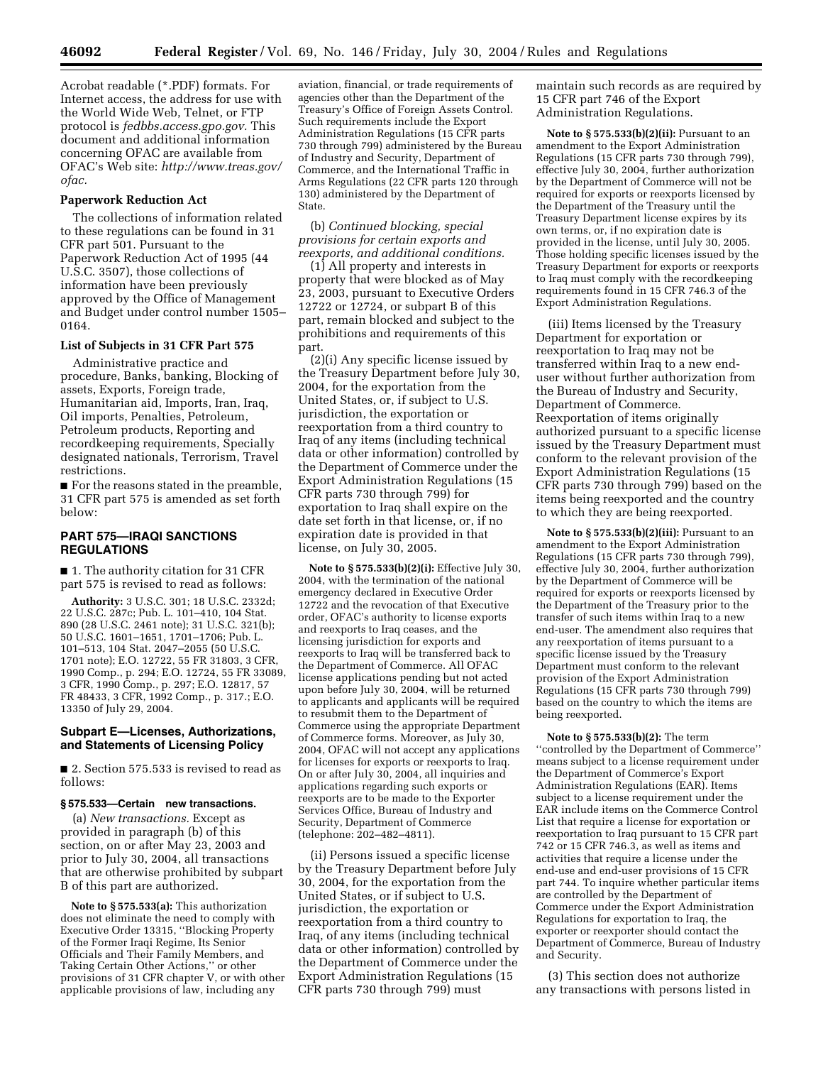Acrobat readable (*.PDF) formats. For Internet access, the address for use with the World Wide Web, Telnet, or FTP protocol is *fedbbs.access.gpo.gov.* This document and additional information concerning OFAC are available from OFAC's Web site: *http://www.treas.gov/ofac.*

**Paperwork Reduction Act**

The collections of information related to these regulations can be found in 31 CFR part 501. Pursuant to the Paperwork Reduction Act of 1995 (44 U.S.C. 3507), those collections of information have been previously approved by the Office of Management and Budget under control number 1505–0164.

**List of Subjects in 31 CFR Part 575**

Administrative practice and procedure, Banks, banking, Blocking of assets, Exports, Foreign trade, Humanitarian aid, Imports, Iran, Iraq, Oil imports, Penalties, Petroleum, Petroleum products, Reporting and recordkeeping requirements, Specially designated nationals, Terrorism, Travel restrictions.

■ For the reasons stated in the preamble, 31 CFR part 575 is amended as set forth below:

## PART 575—IRAQI SANCTIONS REGULATIONS

■ 1. The authority citation for 31 CFR part 575 is revised to read as follows:

**Authority:** 3 U.S.C. 301; 18 U.S.C. 2332d; 22 U.S.C. 287c; Pub. L. 101–410, 104 Stat. 890 (28 U.S.C. 2461 note); 31 U.S.C. 321(b); 50 U.S.C. 1601–1651, 1701–1706; Pub. L. 101–513, 104 Stat. 2047–2055 (50 U.S.C. 1701 note); E.O. 12722, 55 FR 31803, 3 CFR, 1990 Comp., p. 294; E.O. 12724, 55 FR 33089, 3 CFR, 1990 Comp., p. 297; E.O. 12817, 57 FR 48433, 3 CFR, 1992 Comp., p. 317.; E.O. 13350 of July 29, 2004.

### Subpart E—Licenses, Authorizations, and Statements of Licensing Policy

■ 2. Section 575.533 is revised to read as follows:

#### § 575.533—Certain new transactions.

(a) *New transactions.* Except as provided in paragraph (b) of this section, on or after May 23, 2003 and prior to July 30, 2004, all transactions that are otherwise prohibited by subpart B of this part are authorized.

**Note to § 575.533(a):** This authorization does not eliminate the need to comply with Executive Order 13315, ''Blocking Property of the Former Iraqi Regime, Its Senior Officials and Their Family Members, and Taking Certain Other Actions,'' or other provisions of 31 CFR chapter V, or with other applicable provisions of law, including any aviation, financial, or trade requirements of agencies other than the Department of the Treasury's Office of Foreign Assets Control. Such requirements include the Export Administration Regulations (15 CFR parts 730 through 799) administered by the Bureau of Industry and Security, Department of Commerce, and the International Traffic in Arms Regulations (22 CFR parts 120 through 130) administered by the Department of State.

(b) *Continued blocking, special provisions for certain exports and reexports, and additional conditions.*

(1) All property and interests in property that were blocked as of May 23, 2003, pursuant to Executive Orders 12722 or 12724, or subpart B of this part, remain blocked and subject to the prohibitions and requirements of this part.

(2)(i) Any specific license issued by the Treasury Department before July 30, 2004, for the exportation from the United States, or, if subject to U.S. jurisdiction, the exportation or reexportation from a third country to Iraq of any items (including technical data or other information) controlled by the Department of Commerce under the Export Administration Regulations (15 CFR parts 730 through 799) for exportation to Iraq shall expire on the date set forth in that license, or, if no expiration date is provided in that license, on July 30, 2005.

**Note to § 575.533(b)(2)(i):** Effective July 30, 2004, with the termination of the national emergency declared in Executive Order 12722 and the revocation of that Executive order, OFAC's authority to license exports and reexports to Iraq ceases, and the licensing jurisdiction for exports and reexports to Iraq will be transferred back to the Department of Commerce. All OFAC license applications pending but not acted upon before July 30, 2004, will be returned to applicants and applicants will be required to resubmit them to the Department of Commerce using the appropriate Department of Commerce forms. Moreover, as July 30, 2004, OFAC will not accept any applications for licenses for exports or reexports to Iraq. On or after July 30, 2004, all inquiries and applications regarding such exports or reexports are to be made to the Exporter Services Office, Bureau of Industry and Security, Department of Commerce (telephone: 202–482–4811).

(ii) Persons issued a specific license by the Treasury Department before July 30, 2004, for the exportation from the United States, or if subject to U.S. jurisdiction, the exportation or reexportation from a third country to Iraq, of any items (including technical data or other information) controlled by the Department of Commerce under the Export Administration Regulations (15 CFR parts 730 through 799) must maintain such records as are required by 15 CFR part 746 of the Export Administration Regulations.

**Note to § 575.533(b)(2)(ii):** Pursuant to an amendment to the Export Administration Regulations (15 CFR parts 730 through 799), effective July 30, 2004, further authorization by the Department of Commerce will not be required for exports or reexports licensed by the Department of the Treasury until the Treasury Department license expires by its own terms, or, if no expiration date is provided in the license, until July 30, 2005. Those holding specific licenses issued by the Treasury Department for exports or reexports to Iraq must comply with the recordkeeping requirements found in 15 CFR 746.3 of the Export Administration Regulations.

(iii) Items licensed by the Treasury Department for exportation or reexportation to Iraq may not be transferred within Iraq to a new end-user without further authorization from the Bureau of Industry and Security, Department of Commerce. Reexportation of items originally authorized pursuant to a specific license issued by the Treasury Department must conform to the relevant provision of the Export Administration Regulations (15 CFR parts 730 through 799) based on the items being reexported and the country to which they are being reexported.

**Note to § 575.533(b)(2)(iii):** Pursuant to an amendment to the Export Administration Regulations (15 CFR parts 730 through 799), effective July 30, 2004, further authorization by the Department of Commerce will be required for exports or reexports licensed by the Department of the Treasury prior to the transfer of such items within Iraq to a new end-user. The amendment also requires that any reexportation of items pursuant to a specific license issued by the Treasury Department must conform to the relevant provision of the Export Administration Regulations (15 CFR parts 730 through 799) based on the country to which the items are being reexported.

**Note to § 575.533(b)(2):** The term ''controlled by the Department of Commerce'' means subject to a license requirement under the Department of Commerce's Export Administration Regulations (EAR). Items subject to a license requirement under the EAR include items on the Commerce Control List that require a license for exportation or reexportation to Iraq pursuant to 15 CFR part 742 or 15 CFR 746.3, as well as items and activities that require a license under the end-use and end-user provisions of 15 CFR part 744. To inquire whether particular items are controlled by the Department of Commerce under the Export Administration Regulations for exportation to Iraq, the exporter or reexporter should contact the Department of Commerce, Bureau of Industry and Security.

(3) This section does not authorize any transactions with persons listed in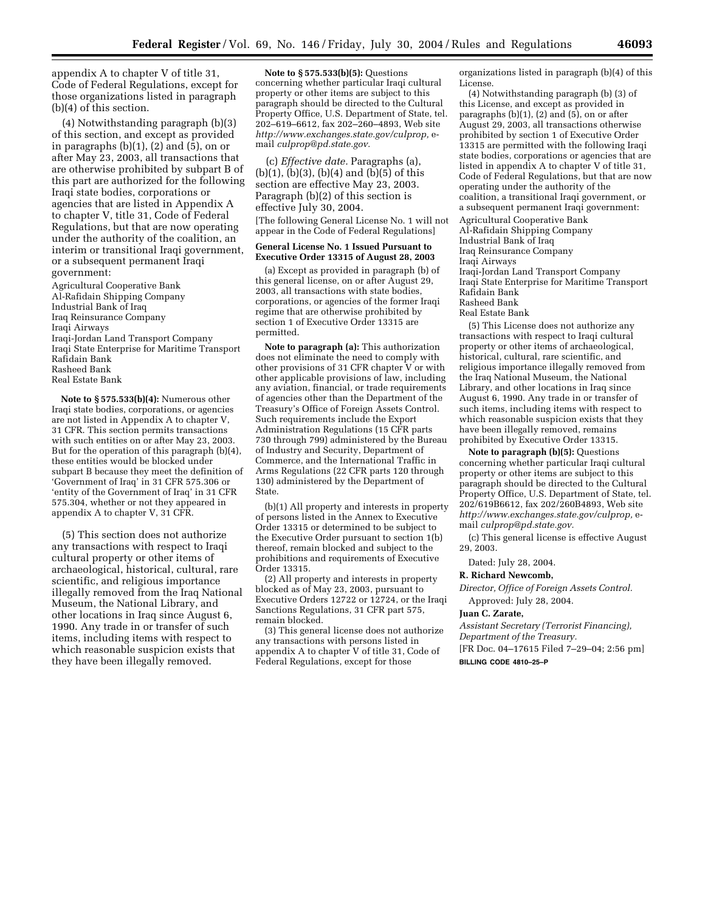appendix A to chapter V of title 31, Code of Federal Regulations, except for those organizations listed in paragraph (b)(4) of this section.

(4) Notwithstanding paragraph (b)(3) of this section, and except as provided in paragraphs (b)(1), (2) and (5), on or after May 23, 2003, all transactions that are otherwise prohibited by subpart B of this part are authorized for the following Iraqi state bodies, corporations or agencies that are listed in Appendix A to chapter V, title 31, Code of Federal Regulations, but that are now operating under the authority of the coalition, an interim or transitional Iraqi government, or a subsequent permanent Iraqi government:

Agricultural Cooperative Bank
Al-Rafidain Shipping Company
Industrial Bank of Iraq
Iraq Reinsurance Company
Iraqi Airways
Iraqi-Jordan Land Transport Company
Iraqi State Enterprise for Maritime Transport
Rafidain Bank
Rasheed Bank
Real Estate Bank

**Note to § 575.533(b)(4):** Numerous other Iraqi state bodies, corporations, or agencies are not listed in Appendix A to chapter V, 31 CFR. This section permits transactions with such entities on or after May 23, 2003. But for the operation of this paragraph (b)(4), these entities would be blocked under subpart B because they meet the definition of 'Government of Iraq' in 31 CFR 575.306 or 'entity of the Government of Iraq' in 31 CFR 575.304, whether or not they appeared in appendix A to chapter V, 31 CFR.

(5) This section does not authorize any transactions with respect to Iraqi cultural property or other items of archaeological, historical, cultural, rare scientific, and religious importance illegally removed from the Iraq National Museum, the National Library, and other locations in Iraq since August 6, 1990. Any trade in or transfer of such items, including items with respect to which reasonable suspicion exists that they have been illegally removed.

**Note to § 575.533(b)(5):** Questions concerning whether particular Iraqi cultural property or other items are subject to this paragraph should be directed to the Cultural Property Office, U.S. Department of State, tel. 202–619–6612, fax 202–260–4893, Web site *http://www.exchanges.state.gov/culprop,* e-mail *culprop@pd.state.gov.*

(c) *Effective date.* Paragraphs (a), (b)(1), (b)(3), (b)(4) and (b)(5) of this section are effective May 23, 2003. Paragraph (b)(2) of this section is effective July 30, 2004.

[The following General License No. 1 will not appear in the Code of Federal Regulations]

**General License No. 1 Issued Pursuant to Executive Order 13315 of August 28, 2003**

(a) Except as provided in paragraph (b) of this general license, on or after August 29, 2003, all transactions with state bodies, corporations, or agencies of the former Iraqi regime that are otherwise prohibited by section 1 of Executive Order 13315 are permitted.

**Note to paragraph (a):** This authorization does not eliminate the need to comply with other provisions of 31 CFR chapter V or with other applicable provisions of law, including any aviation, financial, or trade requirements of agencies other than the Department of the Treasury's Office of Foreign Assets Control. Such requirements include the Export Administration Regulations (15 CFR parts 730 through 799) administered by the Bureau of Industry and Security, Department of Commerce, and the International Traffic in Arms Regulations (22 CFR parts 120 through 130) administered by the Department of State.

(b)(1) All property and interests in property of persons listed in the Annex to Executive Order 13315 or determined to be subject to the Executive Order pursuant to section 1(b) thereof, remain blocked and subject to the prohibitions and requirements of Executive Order 13315.

(2) All property and interests in property blocked as of May 23, 2003, pursuant to Executive Orders 12722 or 12724, or the Iraqi Sanctions Regulations, 31 CFR part 575, remain blocked.

(3) This general license does not authorize any transactions with persons listed in appendix A to chapter V of title 31, Code of Federal Regulations, except for those organizations listed in paragraph (b)(4) of this License.

(4) Notwithstanding paragraph (b) (3) of this License, and except as provided in paragraphs (b)(1), (2) and (5), on or after August 29, 2003, all transactions otherwise prohibited by section 1 of Executive Order 13315 are permitted with the following Iraqi state bodies, corporations or agencies that are listed in appendix A to chapter V of title 31, Code of Federal Regulations, but that are now operating under the authority of the coalition, a transitional Iraqi government, or a subsequent permanent Iraqi government:

Agricultural Cooperative Bank
Al-Rafidain Shipping Company
Industrial Bank of Iraq
Iraq Reinsurance Company
Iraqi Airways
Iraqi-Jordan Land Transport Company
Iraqi State Enterprise for Maritime Transport
Rafidain Bank
Rasheed Bank
Real Estate Bank

(5) This License does not authorize any transactions with respect to Iraqi cultural property or other items of archaeological, historical, cultural, rare scientific, and religious importance illegally removed from the Iraq National Museum, the National Library, and other locations in Iraq since August 6, 1990. Any trade in or transfer of such items, including items with respect to which reasonable suspicion exists that they have been illegally removed, remains prohibited by Executive Order 13315.

**Note to paragraph (b)(5):** Questions concerning whether particular Iraqi cultural property or other items are subject to this paragraph should be directed to the Cultural Property Office, U.S. Department of State, tel. 202/619B6612, fax 202/260B4893, Web site *http://www.exchanges.state.gov/culprop,* e-mail *culprop@pd.state.gov.*

(c) This general license is effective August 29, 2003.

Dated: July 28, 2004.

**R. Richard Newcomb,**

*Director, Office of Foreign Assets Control.*

Approved: July 28, 2004.

**Juan C. Zarate,**

*Assistant Secretary (Terrorist Financing), Department of the Treasury.*

[FR Doc. 04–17615 Filed 7–29–04; 2:56 pm]

**BILLING CODE 4810–25–P**